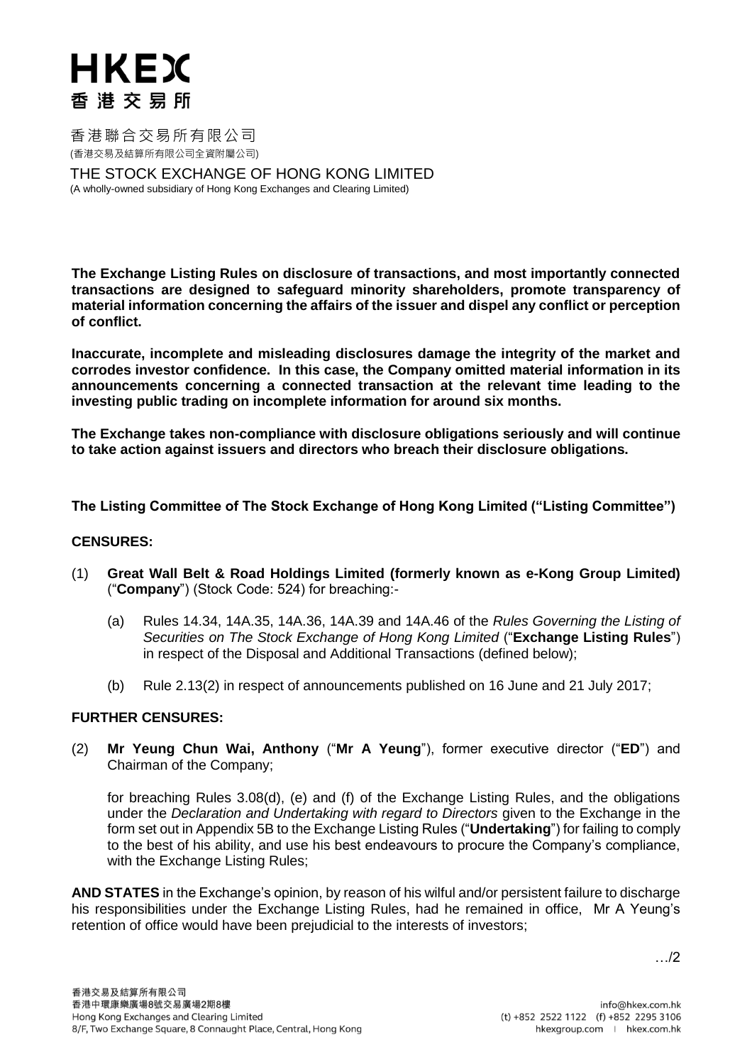# HKEX
# 香港交易所

香港聯合交易所有限公司
(香港交易及結算所有限公司全資附屬公司)

THE STOCK EXCHANGE OF HONG KONG LIMITED
(A wholly-owned subsidiary of Hong Kong Exchanges and Clearing Limited)

**The Exchange Listing Rules on disclosure of transactions, and most importantly connected transactions are designed to safeguard minority shareholders, promote transparency of material information concerning the affairs of the issuer and dispel any conflict or perception of conflict.**

**Inaccurate, incomplete and misleading disclosures damage the integrity of the market and corrodes investor confidence. In this case, the Company omitted material information in its announcements concerning a connected transaction at the relevant time leading to the investing public trading on incomplete information for around six months.**

**The Exchange takes non-compliance with disclosure obligations seriously and will continue to take action against issuers and directors who breach their disclosure obligations.**

**The Listing Committee of The Stock Exchange of Hong Kong Limited ("Listing Committee")**

**CENSURES:**

(1) **Great Wall Belt & Road Holdings Limited (formerly known as e-Kong Group Limited)** ("**Company**") (Stock Code: 524) for breaching:-

   (a) Rules 14.34, 14A.35, 14A.36, 14A.39 and 14A.46 of the *Rules Governing the Listing of Securities on The Stock Exchange of Hong Kong Limited* ("**Exchange Listing Rules**") in respect of the Disposal and Additional Transactions (defined below);

   (b) Rule 2.13(2) in respect of announcements published on 16 June and 21 July 2017;

**FURTHER CENSURES:**

(2) **Mr Yeung Chun Wai, Anthony** ("**Mr A Yeung**"), former executive director ("**ED**") and Chairman of the Company;

for breaching Rules 3.08(d), (e) and (f) of the Exchange Listing Rules, and the obligations under the *Declaration and Undertaking with regard to Directors* given to the Exchange in the form set out in Appendix 5B to the Exchange Listing Rules ("**Undertaking**") for failing to comply to the best of his ability, and use his best endeavours to procure the Company's compliance, with the Exchange Listing Rules;

**AND STATES** in the Exchange's opinion, by reason of his wilful and/or persistent failure to discharge his responsibilities under the Exchange Listing Rules, had he remained in office, Mr A Yeung's retention of office would have been prejudicial to the interests of investors;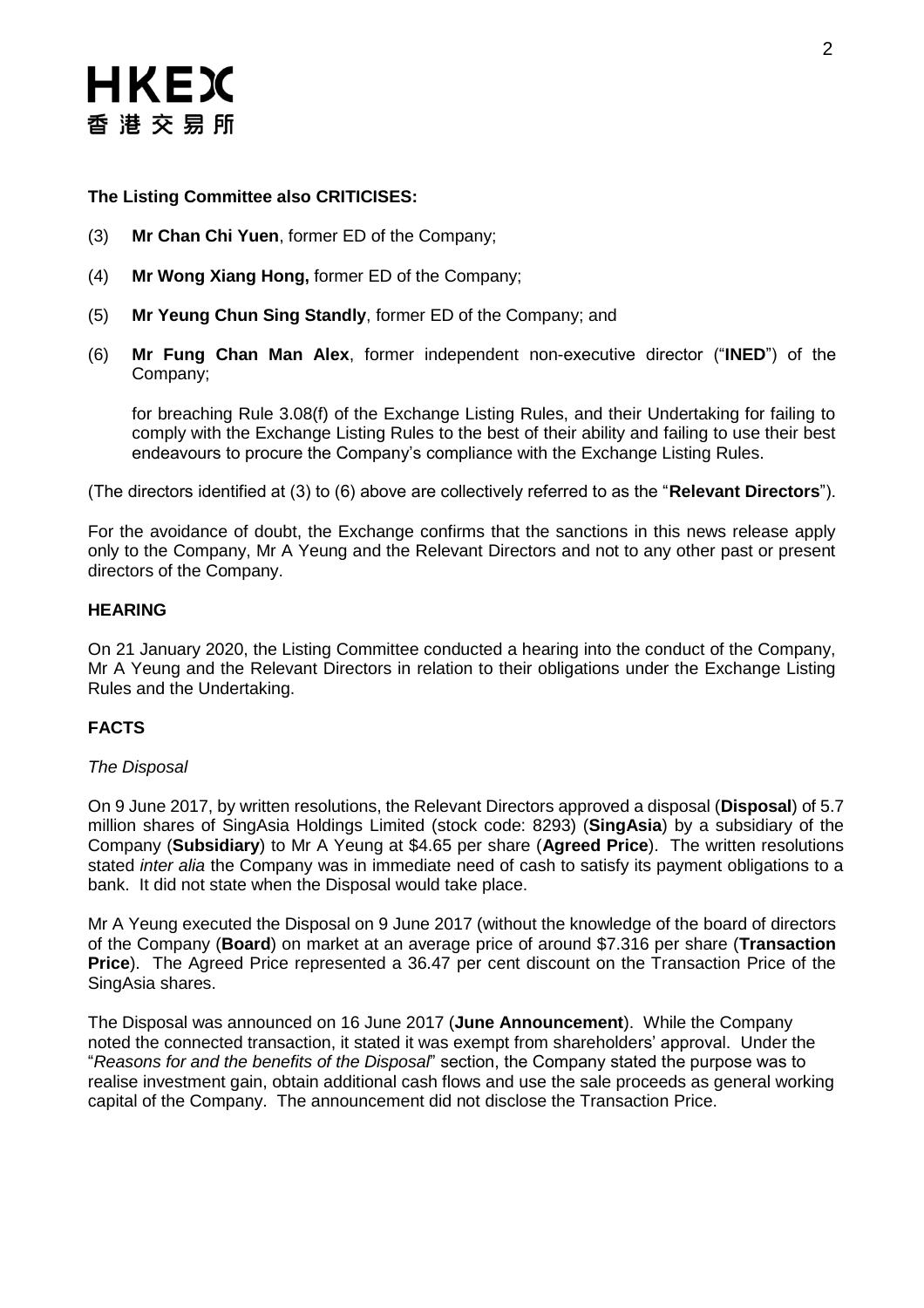**The Listing Committee also CRITICISES:**

(3) **Mr Chan Chi Yuen**, former ED of the Company;

(4) **Mr Wong Xiang Hong,** former ED of the Company;

(5) **Mr Yeung Chun Sing Standly**, former ED of the Company; and

(6) **Mr Fung Chan Man Alex**, former independent non-executive director ("**INED**") of the Company;

for breaching Rule 3.08(f) of the Exchange Listing Rules, and their Undertaking for failing to comply with the Exchange Listing Rules to the best of their ability and failing to use their best endeavours to procure the Company's compliance with the Exchange Listing Rules.

(The directors identified at (3) to (6) above are collectively referred to as the "**Relevant Directors**").

For the avoidance of doubt, the Exchange confirms that the sanctions in this news release apply only to the Company, Mr A Yeung and the Relevant Directors and not to any other past or present directors of the Company.

**HEARING**

On 21 January 2020, the Listing Committee conducted a hearing into the conduct of the Company, Mr A Yeung and the Relevant Directors in relation to their obligations under the Exchange Listing Rules and the Undertaking.

**FACTS**

*The Disposal*

On 9 June 2017, by written resolutions, the Relevant Directors approved a disposal (**Disposal**) of 5.7 million shares of SingAsia Holdings Limited (stock code: 8293) (**SingAsia**) by a subsidiary of the Company (**Subsidiary**) to Mr A Yeung at $4.65 per share (**Agreed Price**). The written resolutions stated *inter alia* the Company was in immediate need of cash to satisfy its payment obligations to a bank. It did not state when the Disposal would take place.

Mr A Yeung executed the Disposal on 9 June 2017 (without the knowledge of the board of directors of the Company (**Board**) on market at an average price of around $7.316 per share (**Transaction Price**). The Agreed Price represented a 36.47 per cent discount on the Transaction Price of the SingAsia shares.

The Disposal was announced on 16 June 2017 (**June Announcement**). While the Company noted the connected transaction, it stated it was exempt from shareholders' approval. Under the "*Reasons for and the benefits of the Disposal*" section, the Company stated the purpose was to realise investment gain, obtain additional cash flows and use the sale proceeds as general working capital of the Company. The announcement did not disclose the Transaction Price.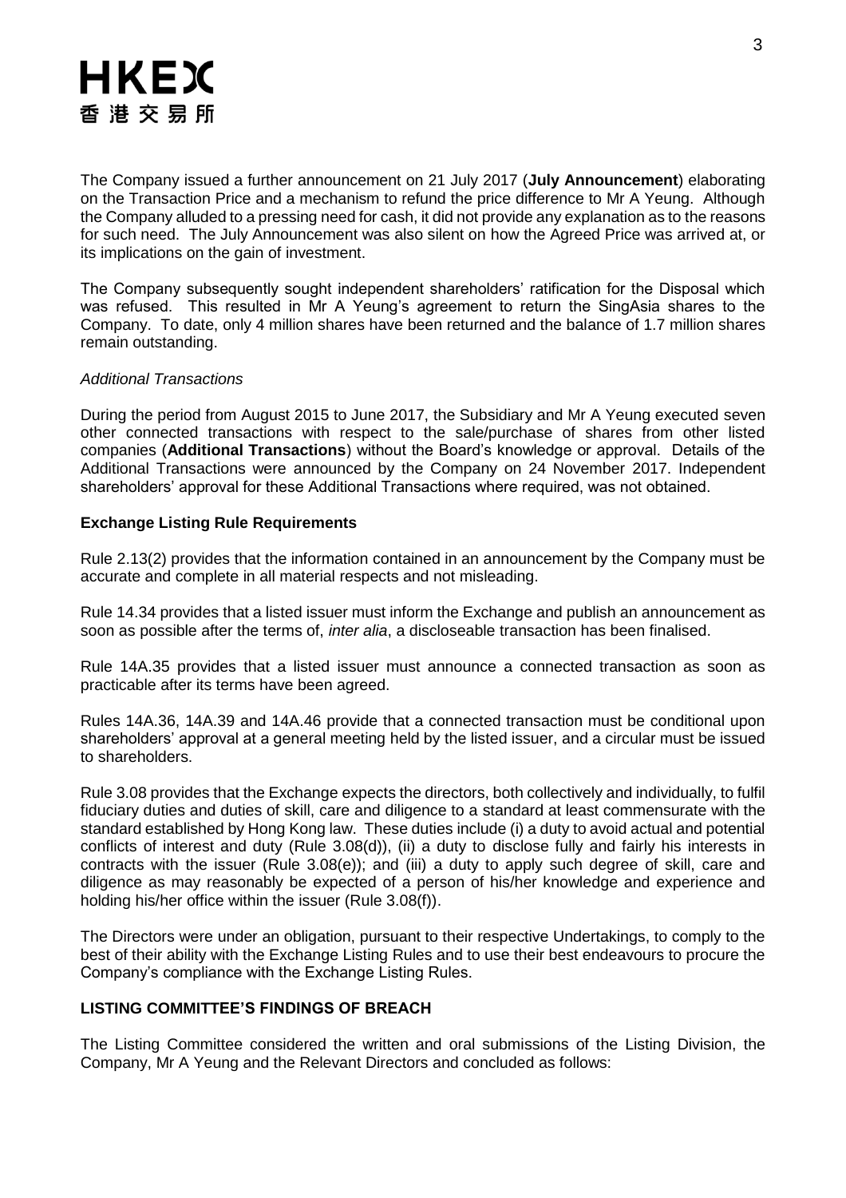The Company issued a further announcement on 21 July 2017 (**July Announcement**) elaborating on the Transaction Price and a mechanism to refund the price difference to Mr A Yeung. Although the Company alluded to a pressing need for cash, it did not provide any explanation as to the reasons for such need. The July Announcement was also silent on how the Agreed Price was arrived at, or its implications on the gain of investment.

The Company subsequently sought independent shareholders' ratification for the Disposal which was refused. This resulted in Mr A Yeung's agreement to return the SingAsia shares to the Company. To date, only 4 million shares have been returned and the balance of 1.7 million shares remain outstanding.

*Additional Transactions*

During the period from August 2015 to June 2017, the Subsidiary and Mr A Yeung executed seven other connected transactions with respect to the sale/purchase of shares from other listed companies (**Additional Transactions**) without the Board's knowledge or approval. Details of the Additional Transactions were announced by the Company on 24 November 2017. Independent shareholders' approval for these Additional Transactions where required, was not obtained.

**Exchange Listing Rule Requirements**

Rule 2.13(2) provides that the information contained in an announcement by the Company must be accurate and complete in all material respects and not misleading.

Rule 14.34 provides that a listed issuer must inform the Exchange and publish an announcement as soon as possible after the terms of, *inter alia*, a discloseable transaction has been finalised.

Rule 14A.35 provides that a listed issuer must announce a connected transaction as soon as practicable after its terms have been agreed.

Rules 14A.36, 14A.39 and 14A.46 provide that a connected transaction must be conditional upon shareholders' approval at a general meeting held by the listed issuer, and a circular must be issued to shareholders.

Rule 3.08 provides that the Exchange expects the directors, both collectively and individually, to fulfil fiduciary duties and duties of skill, care and diligence to a standard at least commensurate with the standard established by Hong Kong law. These duties include (i) a duty to avoid actual and potential conflicts of interest and duty (Rule 3.08(d)), (ii) a duty to disclose fully and fairly his interests in contracts with the issuer (Rule 3.08(e)); and (iii) a duty to apply such degree of skill, care and diligence as may reasonably be expected of a person of his/her knowledge and experience and holding his/her office within the issuer (Rule 3.08(f)).

The Directors were under an obligation, pursuant to their respective Undertakings, to comply to the best of their ability with the Exchange Listing Rules and to use their best endeavours to procure the Company's compliance with the Exchange Listing Rules.

**LISTING COMMITTEE'S FINDINGS OF BREACH**

The Listing Committee considered the written and oral submissions of the Listing Division, the Company, Mr A Yeung and the Relevant Directors and concluded as follows: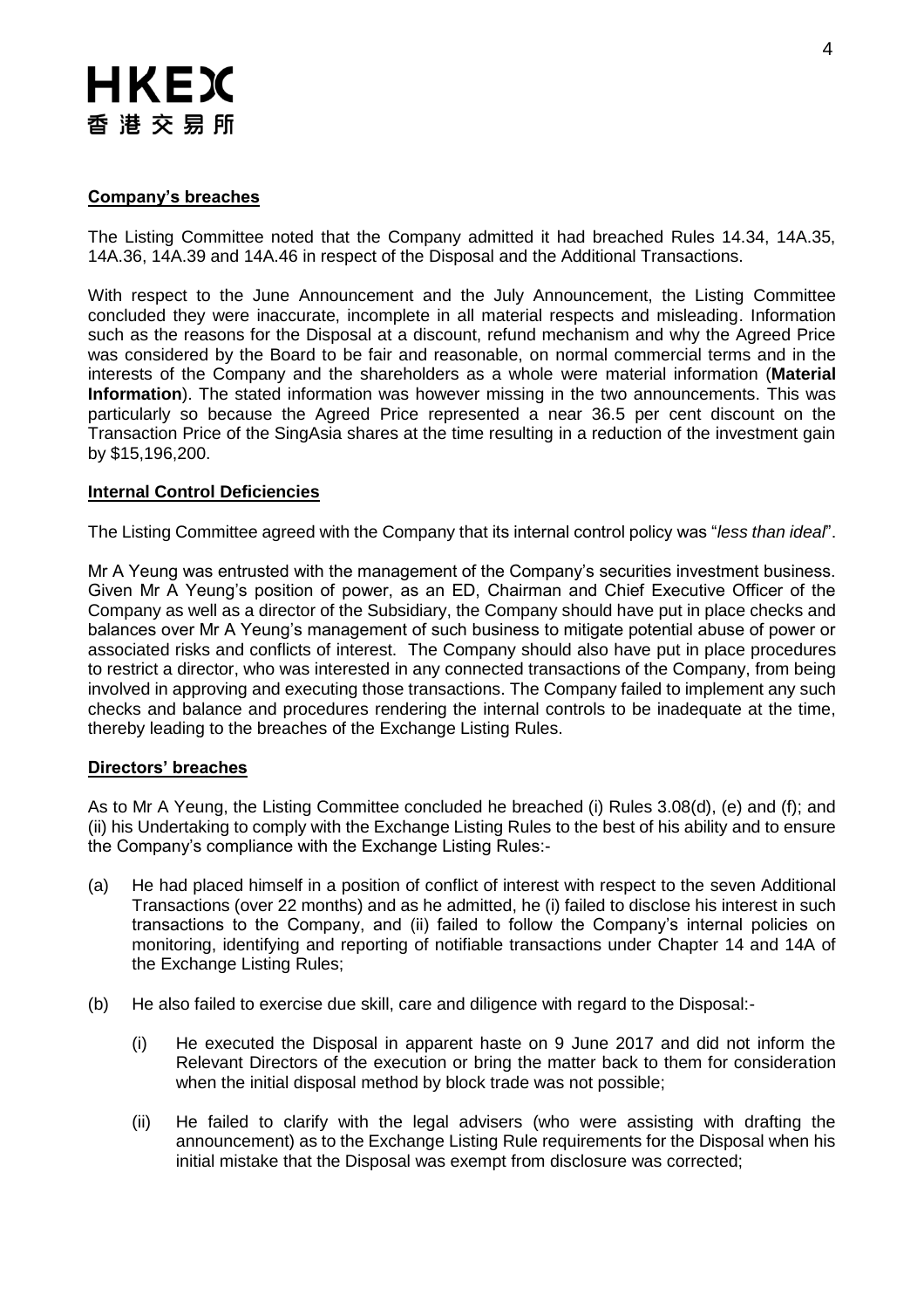**Company's breaches**

The Listing Committee noted that the Company admitted it had breached Rules 14.34, 14A.35, 14A.36, 14A.39 and 14A.46 in respect of the Disposal and the Additional Transactions.

With respect to the June Announcement and the July Announcement, the Listing Committee concluded they were inaccurate, incomplete in all material respects and misleading. Information such as the reasons for the Disposal at a discount, refund mechanism and why the Agreed Price was considered by the Board to be fair and reasonable, on normal commercial terms and in the interests of the Company and the shareholders as a whole were material information (**Material Information**). The stated information was however missing in the two announcements. This was particularly so because the Agreed Price represented a near 36.5 per cent discount on the Transaction Price of the SingAsia shares at the time resulting in a reduction of the investment gain by $15,196,200.

**Internal Control Deficiencies**

The Listing Committee agreed with the Company that its internal control policy was "*less than ideal*".

Mr A Yeung was entrusted with the management of the Company's securities investment business. Given Mr A Yeung's position of power, as an ED, Chairman and Chief Executive Officer of the Company as well as a director of the Subsidiary, the Company should have put in place checks and balances over Mr A Yeung's management of such business to mitigate potential abuse of power or associated risks and conflicts of interest. The Company should also have put in place procedures to restrict a director, who was interested in any connected transactions of the Company, from being involved in approving and executing those transactions. The Company failed to implement any such checks and balance and procedures rendering the internal controls to be inadequate at the time, thereby leading to the breaches of the Exchange Listing Rules.

**Directors' breaches**

As to Mr A Yeung, the Listing Committee concluded he breached (i) Rules 3.08(d), (e) and (f); and (ii) his Undertaking to comply with the Exchange Listing Rules to the best of his ability and to ensure the Company's compliance with the Exchange Listing Rules:-

(a) He had placed himself in a position of conflict of interest with respect to the seven Additional Transactions (over 22 months) and as he admitted, he (i) failed to disclose his interest in such transactions to the Company, and (ii) failed to follow the Company's internal policies on monitoring, identifying and reporting of notifiable transactions under Chapter 14 and 14A of the Exchange Listing Rules;

(b) He also failed to exercise due skill, care and diligence with regard to the Disposal:-

   (i) He executed the Disposal in apparent haste on 9 June 2017 and did not inform the Relevant Directors of the execution or bring the matter back to them for consideration when the initial disposal method by block trade was not possible;

   (ii) He failed to clarify with the legal advisers (who were assisting with drafting the announcement) as to the Exchange Listing Rule requirements for the Disposal when his initial mistake that the Disposal was exempt from disclosure was corrected;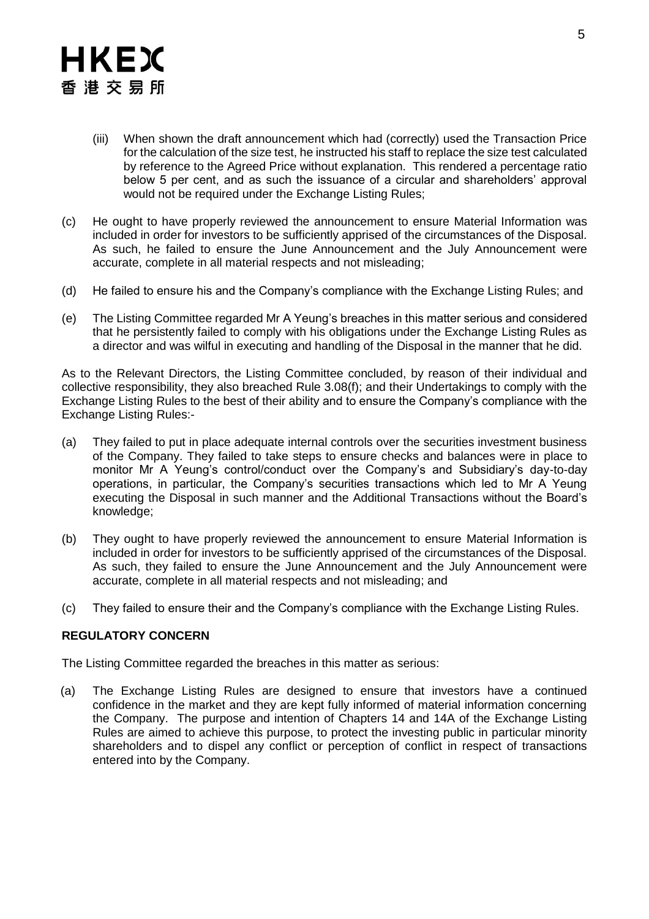(iii) When shown the draft announcement which had (correctly) used the Transaction Price for the calculation of the size test, he instructed his staff to replace the size test calculated by reference to the Agreed Price without explanation. This rendered a percentage ratio below 5 per cent, and as such the issuance of a circular and shareholders' approval would not be required under the Exchange Listing Rules;

(c) He ought to have properly reviewed the announcement to ensure Material Information was included in order for investors to be sufficiently apprised of the circumstances of the Disposal. As such, he failed to ensure the June Announcement and the July Announcement were accurate, complete in all material respects and not misleading;

(d) He failed to ensure his and the Company's compliance with the Exchange Listing Rules; and

(e) The Listing Committee regarded Mr A Yeung's breaches in this matter serious and considered that he persistently failed to comply with his obligations under the Exchange Listing Rules as a director and was wilful in executing and handling of the Disposal in the manner that he did.

As to the Relevant Directors, the Listing Committee concluded, by reason of their individual and collective responsibility, they also breached Rule 3.08(f); and their Undertakings to comply with the Exchange Listing Rules to the best of their ability and to ensure the Company's compliance with the Exchange Listing Rules:-

(a) They failed to put in place adequate internal controls over the securities investment business of the Company. They failed to take steps to ensure checks and balances were in place to monitor Mr A Yeung's control/conduct over the Company's and Subsidiary's day-to-day operations, in particular, the Company's securities transactions which led to Mr A Yeung executing the Disposal in such manner and the Additional Transactions without the Board's knowledge;

(b) They ought to have properly reviewed the announcement to ensure Material Information is included in order for investors to be sufficiently apprised of the circumstances of the Disposal. As such, they failed to ensure the June Announcement and the July Announcement were accurate, complete in all material respects and not misleading; and

(c) They failed to ensure their and the Company's compliance with the Exchange Listing Rules.

**REGULATORY CONCERN**

The Listing Committee regarded the breaches in this matter as serious:

(a) The Exchange Listing Rules are designed to ensure that investors have a continued confidence in the market and they are kept fully informed of material information concerning the Company. The purpose and intention of Chapters 14 and 14A of the Exchange Listing Rules are aimed to achieve this purpose, to protect the investing public in particular minority shareholders and to dispel any conflict or perception of conflict in respect of transactions entered into by the Company.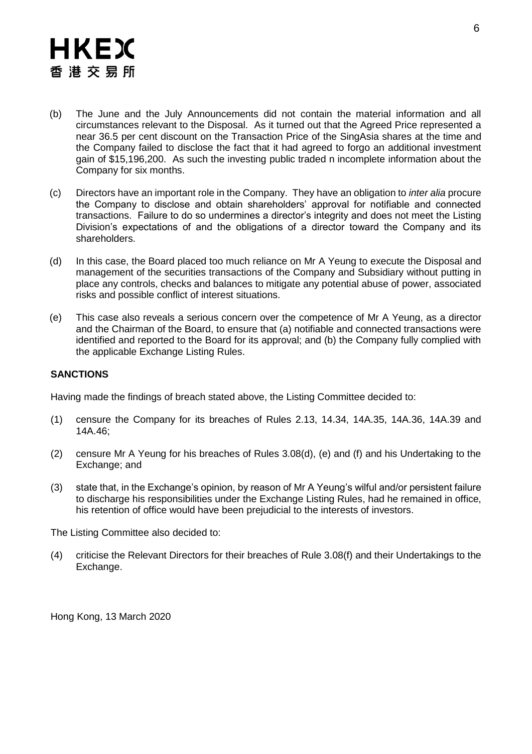(b) The June and the July Announcements did not contain the material information and all circumstances relevant to the Disposal. As it turned out that the Agreed Price represented a near 36.5 per cent discount on the Transaction Price of the SingAsia shares at the time and the Company failed to disclose the fact that it had agreed to forgo an additional investment gain of $15,196,200. As such the investing public traded n incomplete information about the Company for six months.

(c) Directors have an important role in the Company. They have an obligation to *inter alia* procure the Company to disclose and obtain shareholders' approval for notifiable and connected transactions. Failure to do so undermines a director's integrity and does not meet the Listing Division's expectations of and the obligations of a director toward the Company and its shareholders.

(d) In this case, the Board placed too much reliance on Mr A Yeung to execute the Disposal and management of the securities transactions of the Company and Subsidiary without putting in place any controls, checks and balances to mitigate any potential abuse of power, associated risks and possible conflict of interest situations.

(e) This case also reveals a serious concern over the competence of Mr A Yeung, as a director and the Chairman of the Board, to ensure that (a) notifiable and connected transactions were identified and reported to the Board for its approval; and (b) the Company fully complied with the applicable Exchange Listing Rules.

**SANCTIONS**

Having made the findings of breach stated above, the Listing Committee decided to:

(1) censure the Company for its breaches of Rules 2.13, 14.34, 14A.35, 14A.36, 14A.39 and 14A.46;

(2) censure Mr A Yeung for his breaches of Rules 3.08(d), (e) and (f) and his Undertaking to the Exchange; and

(3) state that, in the Exchange's opinion, by reason of Mr A Yeung's wilful and/or persistent failure to discharge his responsibilities under the Exchange Listing Rules, had he remained in office, his retention of office would have been prejudicial to the interests of investors.

The Listing Committee also decided to:

(4) criticise the Relevant Directors for their breaches of Rule 3.08(f) and their Undertakings to the Exchange.

Hong Kong, 13 March 2020